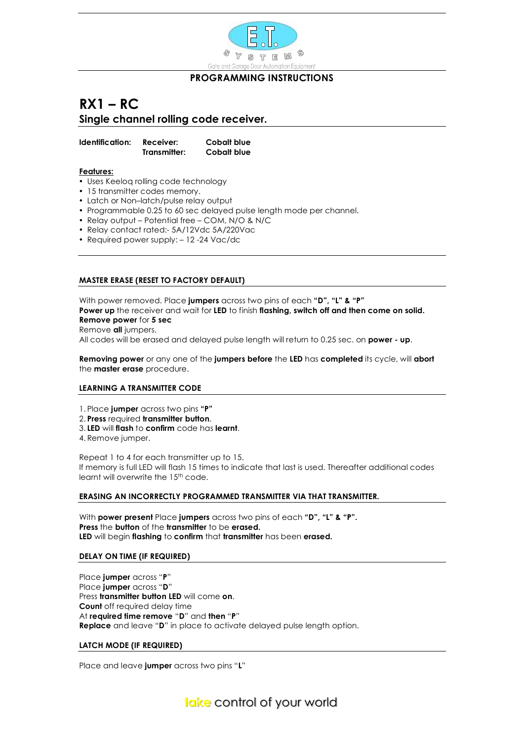E.T. SYSTEMS
Gate and Garage Door Automation Equipment

**PROGRAMMING INSTRUCTIONS**

# RX1 – RC

## Single channel rolling code receiver.

**Identification:** **Receiver:** **Cobalt blue**
**Transmitter:** **Cobalt blue**

**Features:**

- Uses Keeloq rolling code technology
- 15 transmitter codes memory.
- Latch or Non–latch/pulse relay output
- Programmable 0.25 to 60 sec delayed pulse length mode per channel.
- Relay output – Potential free – COM, N/O & N/C
- Relay contact rated:- 5A/12Vdc 5A/220Vac
- Required power supply: – 12 -24 Vac/dc

### MASTER ERASE (RESET TO FACTORY DEFAULT)

With power removed. Place **jumpers** across two pins of each **"D", "L" & "P"**
**Power up** the receiver and wait for **LED** to finish **flashing, switch off and then come on solid.**
**Remove power** for **5 sec**
Remove **all** jumpers.
All codes will be erased and delayed pulse length will return to 0.25 sec. on **power - up**.

**Removing power** or any one of the **jumpers before** the **LED** has **completed** its cycle, will **abort** the **master erase** procedure.

### LEARNING A TRANSMITTER CODE

1. Place **jumper** across two pins **"P"**
2. **Press** required **transmitter button**.
3. **LED** will **flash** to **confirm** code has **learnt**.
4. Remove jumper.

Repeat 1 to 4 for each transmitter up to 15.
If memory is full LED will flash 15 times to indicate that last is used. Thereafter additional codes learnt will overwrite the 15th code.

### ERASING AN INCORRECTLY PROGRAMMED TRANSMITTER VIA THAT TRANSMITTER.

With **power present** Place **jumpers** across two pins of each **"D", "L" & "P".**
**Press** the **button** of the **transmitter** to be **erased.**
**LED** will begin **flashing** to **confirm** that **transmitter** has been **erased.**

### DELAY ON TIME (IF REQUIRED)

Place **jumper** across "**P**"
Place **jumper** across "**D**"
Press **transmitter button LED** will come **on**.
**Count** off required delay time
At **required time remove** "**D**" and **then** "**P**"
**Replace** and leave "**D**" in place to activate delayed pulse length option.

### LATCH MODE (IF REQUIRED)

Place and leave **jumper** across two pins "**L**"

take control of your world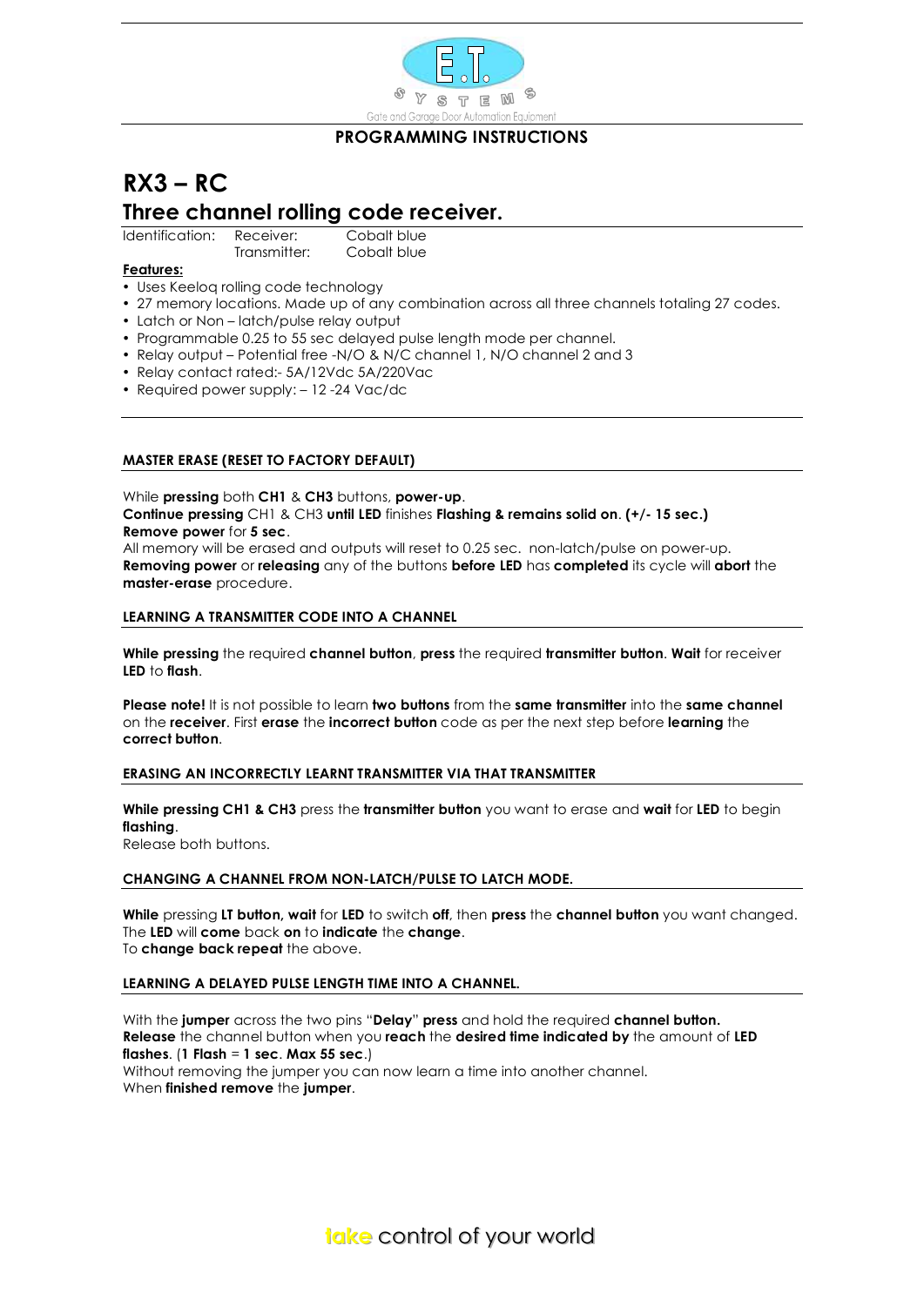**PROGRAMMING INSTRUCTIONS**

# RX3 – RC

## Three channel rolling code receiver.

Identification: Receiver: Cobalt blue
Transmitter: Cobalt blue

**Features:**

- Uses Keeloq rolling code technology
- 27 memory locations. Made up of any combination across all three channels totaling 27 codes.
- Latch or Non – latch/pulse relay output
- Programmable 0.25 to 55 sec delayed pulse length mode per channel.
- Relay output – Potential free -N/O & N/C channel 1, N/O channel 2 and 3
- Relay contact rated:- 5A/12Vdc 5A/220Vac
- Required power supply: – 12 -24 Vac/dc

### MASTER ERASE (RESET TO FACTORY DEFAULT)

While **pressing** both **CH1** & **CH3** buttons, **power-up**.
**Continue pressing** CH1 & CH3 **until LED** finishes **Flashing & remains solid on**. **(+/- 15 sec.)**
**Remove power** for **5 sec**.
All memory will be erased and outputs will reset to 0.25 sec. non-latch/pulse on power-up.
**Removing power** or **releasing** any of the buttons **before LED** has **completed** its cycle will **abort** the **master-erase** procedure.

### LEARNING A TRANSMITTER CODE INTO A CHANNEL

**While pressing** the required **channel button**, **press** the required **transmitter button**. **Wait** for receiver **LED** to **flash**.

**Please note!** It is not possible to learn **two buttons** from the **same transmitter** into the **same channel** on the **receiver**. First **erase** the **incorrect button** code as per the next step before **learning** the **correct button**.

### ERASING AN INCORRECTLY LEARNT TRANSMITTER VIA THAT TRANSMITTER

**While pressing CH1 & CH3** press the **transmitter button** you want to erase and **wait** for **LED** to begin **flashing**.
Release both buttons.

### CHANGING A CHANNEL FROM NON-LATCH/PULSE TO LATCH MODE.

**While** pressing **LT button, wait** for **LED** to switch **off**, then **press** the **channel button** you want changed.
The **LED** will **come** back **on** to **indicate** the **change**.
To **change back repeat** the above.

### LEARNING A DELAYED PULSE LENGTH TIME INTO A CHANNEL.

With the **jumper** across the two pins "**Delay**" **press** and hold the required **channel button.**
**Release** the channel button when you **reach** the **desired time indicated by** the amount of **LED flashes**. (**1 Flash** = **1 sec**. **Max 55 sec**.)
Without removing the jumper you can now learn a time into another channel.
When **finished remove** the **jumper**.